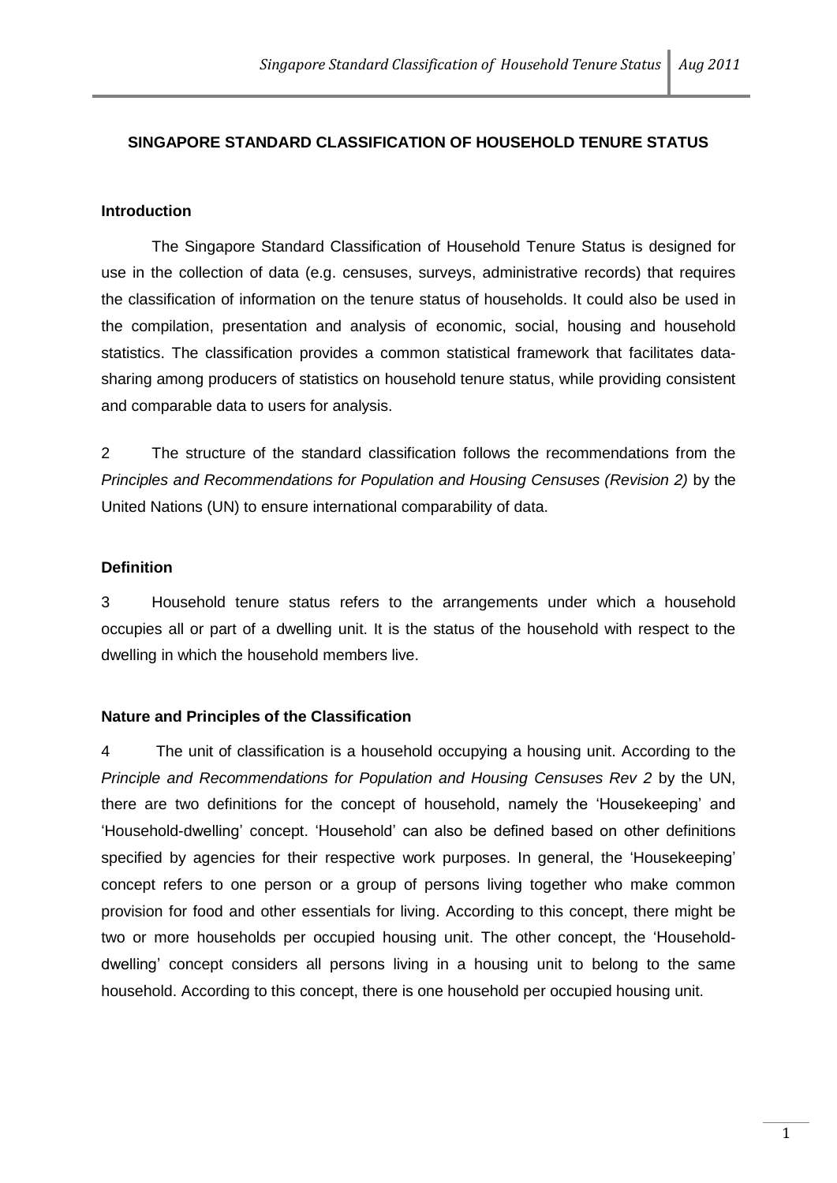# SINGAPORE STANDARD CLASSIFICATION OF HOUSEHOLD TENURE STATUS

## Introduction

The Singapore Standard Classification of Household Tenure Status is designed for use in the collection of data (e.g. censuses, surveys, administrative records) that requires the classification of information on the tenure status of households. It could also be used in the compilation, presentation and analysis of economic, social, housing and household statistics. The classification provides a common statistical framework that facilitates data-sharing among producers of statistics on household tenure status, while providing consistent and comparable data to users for analysis.

2 The structure of the standard classification follows the recommendations from the *Principles and Recommendations for Population and Housing Censuses (Revision 2)* by the United Nations (UN) to ensure international comparability of data.

## Definition

3 Household tenure status refers to the arrangements under which a household occupies all or part of a dwelling unit. It is the status of the household with respect to the dwelling in which the household members live.

## Nature and Principles of the Classification

4 The unit of classification is a household occupying a housing unit. According to the *Principle and Recommendations for Population and Housing Censuses Rev 2* by the UN, there are two definitions for the concept of household, namely the 'Housekeeping' and 'Household-dwelling' concept. 'Household' can also be defined based on other definitions specified by agencies for their respective work purposes. In general, the 'Housekeeping' concept refers to one person or a group of persons living together who make common provision for food and other essentials for living. According to this concept, there might be two or more households per occupied housing unit. The other concept, the 'Household-dwelling' concept considers all persons living in a housing unit to belong to the same household. According to this concept, there is one household per occupied housing unit.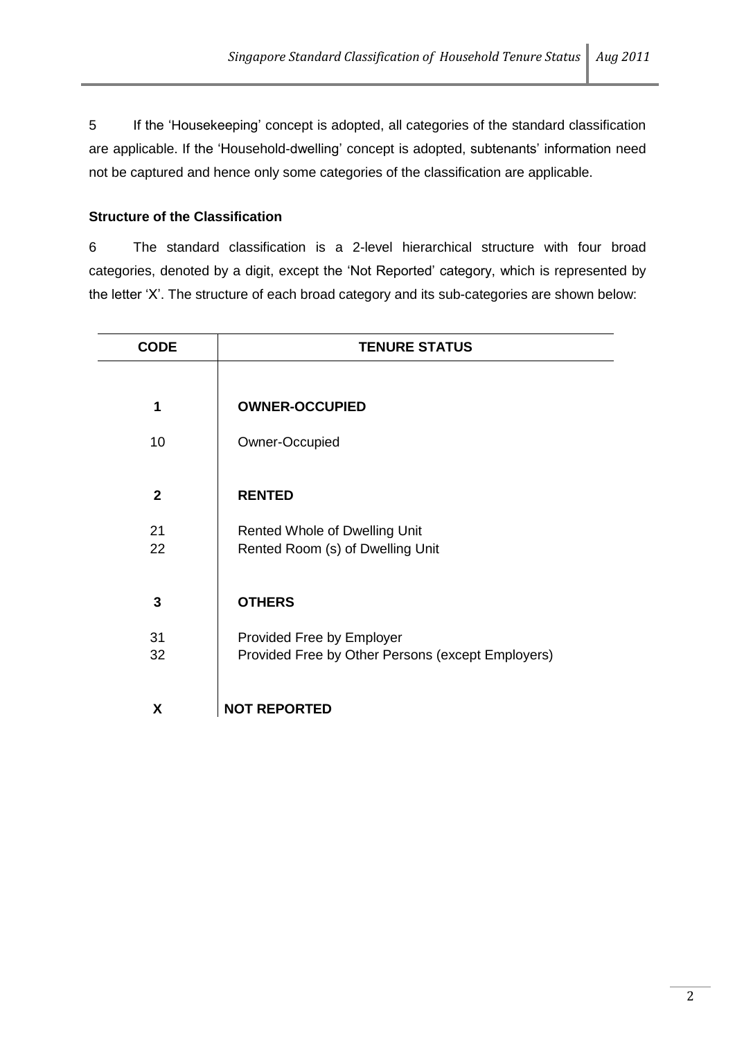5 If the 'Housekeeping' concept is adopted, all categories of the standard classification are applicable. If the 'Household-dwelling' concept is adopted, subtenants' information need not be captured and hence only some categories of the classification are applicable.

**Structure of the Classification**

6 The standard classification is a 2-level hierarchical structure with four broad categories, denoted by a digit, except the 'Not Reported' category, which is represented by the letter 'X'. The structure of each broad category and its sub-categories are shown below:

| CODE | TENURE STATUS |
|---|---|
| **1** | **OWNER-OCCUPIED** |
| 10 | Owner-Occupied |
| **2** | **RENTED** |
| 21 | Rented Whole of Dwelling Unit |
| 22 | Rented Room (s) of Dwelling Unit |
| **3** | **OTHERS** |
| 31 | Provided Free by Employer |
| 32 | Provided Free by Other Persons (except Employers) |
| **X** | **NOT REPORTED** |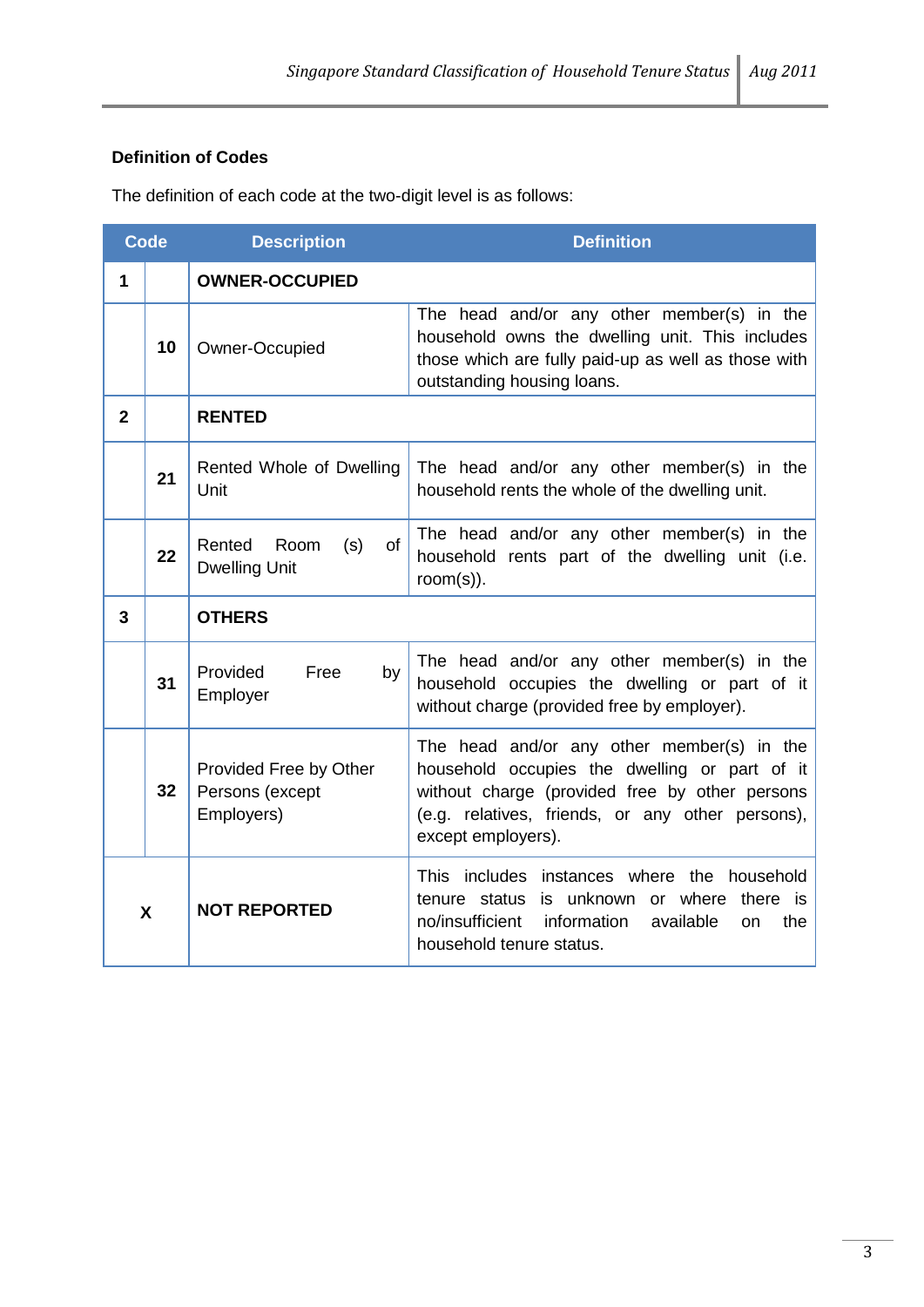**Definition of Codes**

The definition of each code at the two-digit level is as follows:

| Code | | Description | Definition |
|---|---|---|---|
| 1 | | **OWNER-OCCUPIED** | |
| | 10 | Owner-Occupied | The head and/or any other member(s) in the household owns the dwelling unit. This includes those which are fully paid-up as well as those with outstanding housing loans. |
| 2 | | **RENTED** | |
| | 21 | Rented Whole of Dwelling Unit | The head and/or any other member(s) in the household rents the whole of the dwelling unit. |
| | 22 | Rented Room (s) of Dwelling Unit | The head and/or any other member(s) in the household rents part of the dwelling unit (i.e. room(s)). |
| 3 | | **OTHERS** | |
| | 31 | Provided Free by Employer | The head and/or any other member(s) in the household occupies the dwelling or part of it without charge (provided free by employer). |
| | 32 | Provided Free by Other Persons (except Employers) | The head and/or any other member(s) in the household occupies the dwelling or part of it without charge (provided free by other persons (e.g. relatives, friends, or any other persons), except employers). |
| X | | **NOT REPORTED** | This includes instances where the household tenure status is unknown or where there is no/insufficient information available on the household tenure status. |